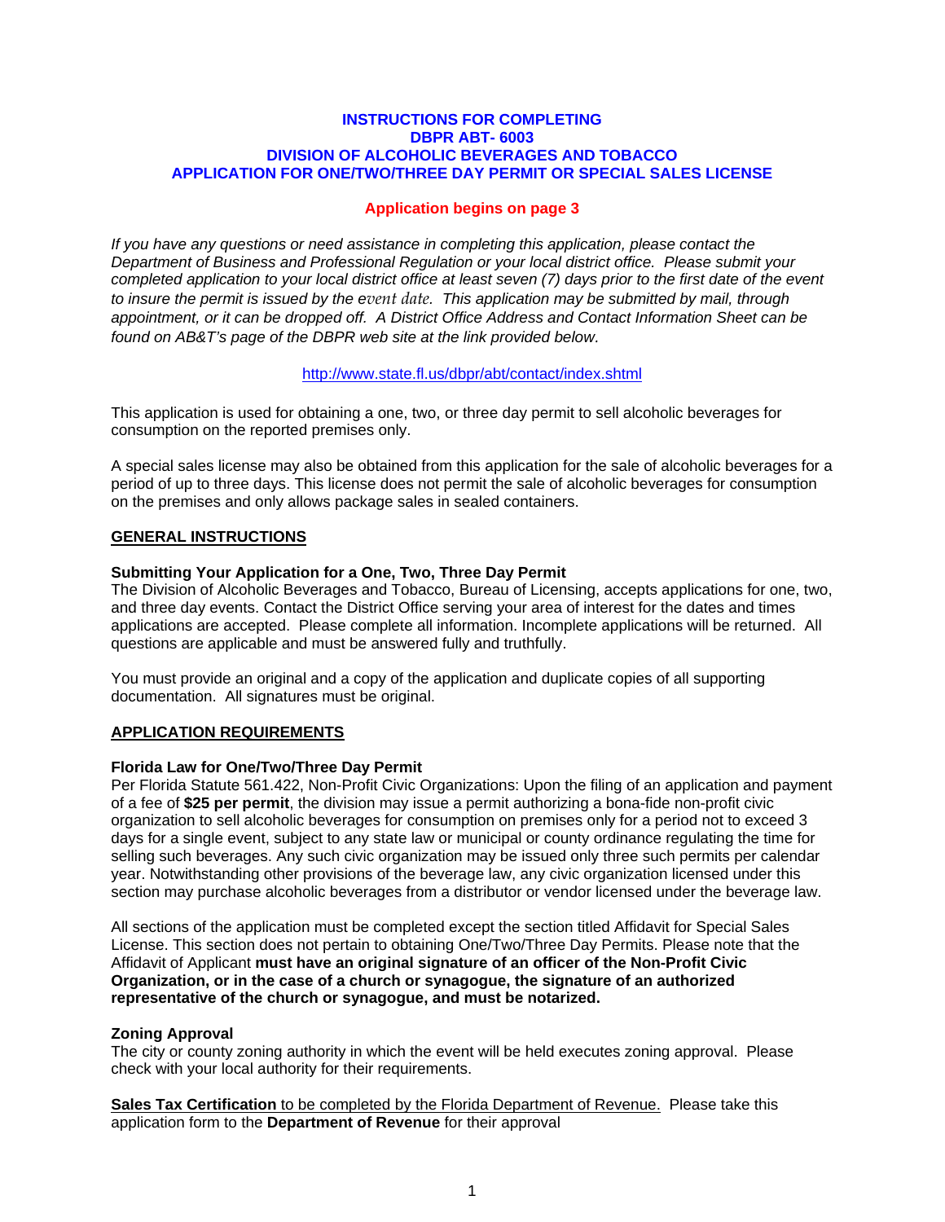# INSTRUCTIONS FOR COMPLETING
# DBPR ABT- 6003
# DIVISION OF ALCOHOLIC BEVERAGES AND TOBACCO
# APPLICATION FOR ONE/TWO/THREE DAY PERMIT OR SPECIAL SALES LICENSE

**Application begins on page 3**

*If you have any questions or need assistance in completing this application, please contact the Department of Business and Professional Regulation or your local district office. Please submit your completed application to your local district office at least seven (7) days prior to the first date of the event to insure the permit is issued by the event date. This application may be submitted by mail, through appointment, or it can be dropped off. A District Office Address and Contact Information Sheet can be found on AB&T's page of the DBPR web site at the link provided below.*

http://www.state.fl.us/dbpr/abt/contact/index.shtml

This application is used for obtaining a one, two, or three day permit to sell alcoholic beverages for consumption on the reported premises only.

A special sales license may also be obtained from this application for the sale of alcoholic beverages for a period of up to three days. This license does not permit the sale of alcoholic beverages for consumption on the premises and only allows package sales in sealed containers.

## GENERAL INSTRUCTIONS

**Submitting Your Application for a One, Two, Three Day Permit**
The Division of Alcoholic Beverages and Tobacco, Bureau of Licensing, accepts applications for one, two, and three day events. Contact the District Office serving your area of interest for the dates and times applications are accepted. Please complete all information. Incomplete applications will be returned. All questions are applicable and must be answered fully and truthfully.

You must provide an original and a copy of the application and duplicate copies of all supporting documentation. All signatures must be original.

## APPLICATION REQUIREMENTS

**Florida Law for One/Two/Three Day Permit**
Per Florida Statute 561.422, Non-Profit Civic Organizations: Upon the filing of an application and payment of a fee of **$25 per permit**, the division may issue a permit authorizing a bona-fide non-profit civic organization to sell alcoholic beverages for consumption on premises only for a period not to exceed 3 days for a single event, subject to any state law or municipal or county ordinance regulating the time for selling such beverages. Any such civic organization may be issued only three such permits per calendar year. Notwithstanding other provisions of the beverage law, any civic organization licensed under this section may purchase alcoholic beverages from a distributor or vendor licensed under the beverage law.

All sections of the application must be completed except the section titled Affidavit for Special Sales License. This section does not pertain to obtaining One/Two/Three Day Permits. Please note that the Affidavit of Applicant **must have an original signature of an officer of the Non-Profit Civic Organization, or in the case of a church or synagogue, the signature of an authorized representative of the church or synagogue, and must be notarized.**

**Zoning Approval**
The city or county zoning authority in which the event will be held executes zoning approval. Please check with your local authority for their requirements.

**Sales Tax Certification** to be completed by the Florida Department of Revenue. Please take this application form to the **Department of Revenue** for their approval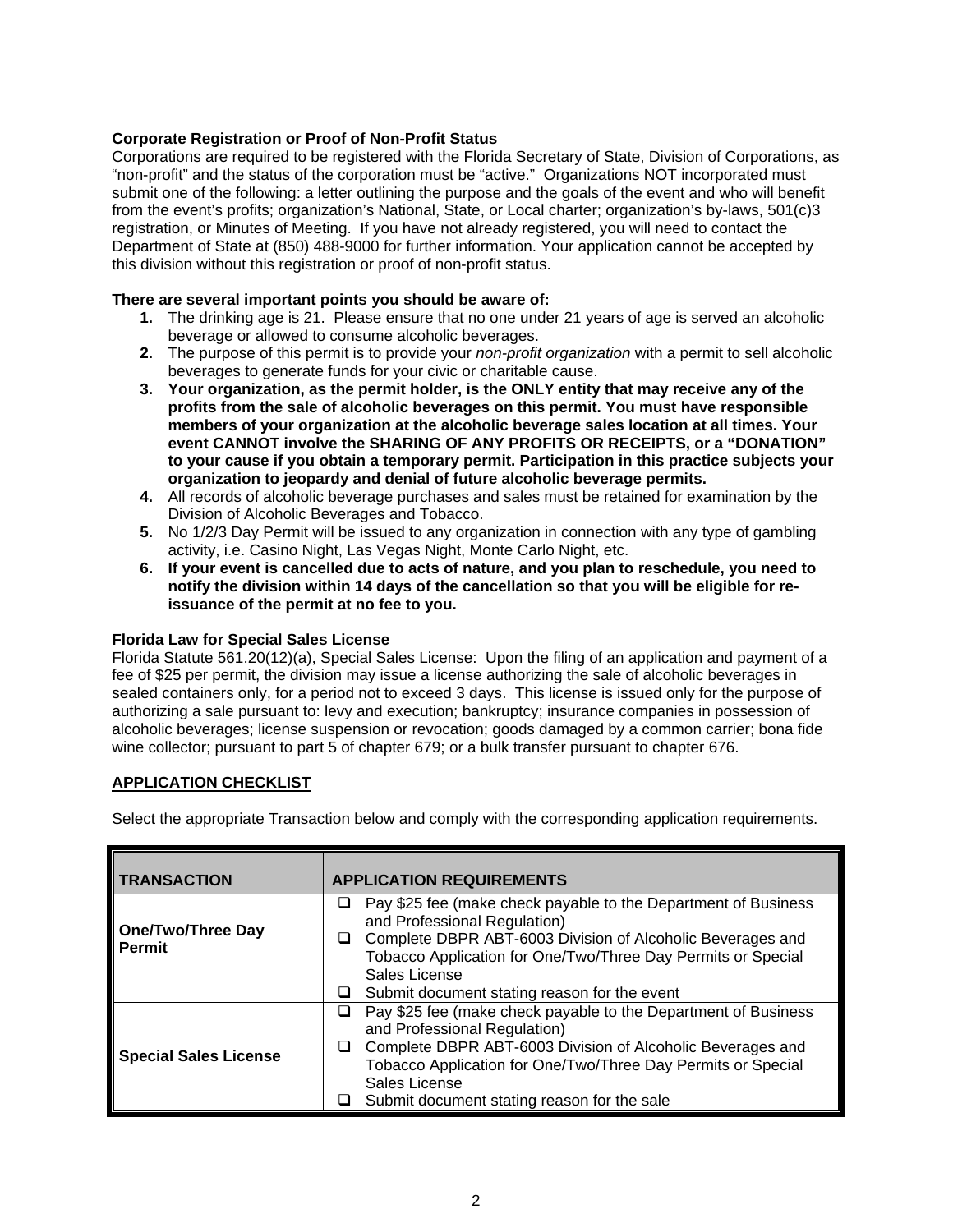**Corporate Registration or Proof of Non-Profit Status**

Corporations are required to be registered with the Florida Secretary of State, Division of Corporations, as "non-profit" and the status of the corporation must be "active." Organizations NOT incorporated must submit one of the following: a letter outlining the purpose and the goals of the event and who will benefit from the event's profits; organization's National, State, or Local charter; organization's by-laws, 501(c)3 registration, or Minutes of Meeting. If you have not already registered, you will need to contact the Department of State at (850) 488-9000 for further information. Your application cannot be accepted by this division without this registration or proof of non-profit status.

**There are several important points you should be aware of:**

1. The drinking age is 21. Please ensure that no one under 21 years of age is served an alcoholic beverage or allowed to consume alcoholic beverages.
2. The purpose of this permit is to provide your *non-profit organization* with a permit to sell alcoholic beverages to generate funds for your civic or charitable cause.
3. **Your organization, as the permit holder, is the ONLY entity that may receive any of the profits from the sale of alcoholic beverages on this permit. You must have responsible members of your organization at the alcoholic beverage sales location at all times. Your event CANNOT involve the SHARING OF ANY PROFITS OR RECEIPTS, or a "DONATION" to your cause if you obtain a temporary permit. Participation in this practice subjects your organization to jeopardy and denial of future alcoholic beverage permits.**
4. All records of alcoholic beverage purchases and sales must be retained for examination by the Division of Alcoholic Beverages and Tobacco.
5. No 1/2/3 Day Permit will be issued to any organization in connection with any type of gambling activity, i.e. Casino Night, Las Vegas Night, Monte Carlo Night, etc.
6. **If your event is cancelled due to acts of nature, and you plan to reschedule, you need to notify the division within 14 days of the cancellation so that you will be eligible for re-issuance of the permit at no fee to you.**

**Florida Law for Special Sales License**

Florida Statute 561.20(12)(a), Special Sales License: Upon the filing of an application and payment of a fee of $25 per permit, the division may issue a license authorizing the sale of alcoholic beverages in sealed containers only, for a period not to exceed 3 days. This license is issued only for the purpose of authorizing a sale pursuant to: levy and execution; bankruptcy; insurance companies in possession of alcoholic beverages; license suspension or revocation; goods damaged by a common carrier; bona fide wine collector; pursuant to part 5 of chapter 679; or a bulk transfer pursuant to chapter 676.

**APPLICATION CHECKLIST**

Select the appropriate Transaction below and comply with the corresponding application requirements.

| TRANSACTION | APPLICATION REQUIREMENTS |
|---|---|
| **One/Two/Three Day Permit** | ❑ Pay $25 fee (make check payable to the Department of Business and Professional Regulation)<br>❑ Complete DBPR ABT-6003 Division of Alcoholic Beverages and Tobacco Application for One/Two/Three Day Permits or Special Sales License<br>❑ Submit document stating reason for the event |
| **Special Sales License** | ❑ Pay $25 fee (make check payable to the Department of Business and Professional Regulation)<br>❑ Complete DBPR ABT-6003 Division of Alcoholic Beverages and Tobacco Application for One/Two/Three Day Permits or Special Sales License<br>❑ Submit document stating reason for the sale |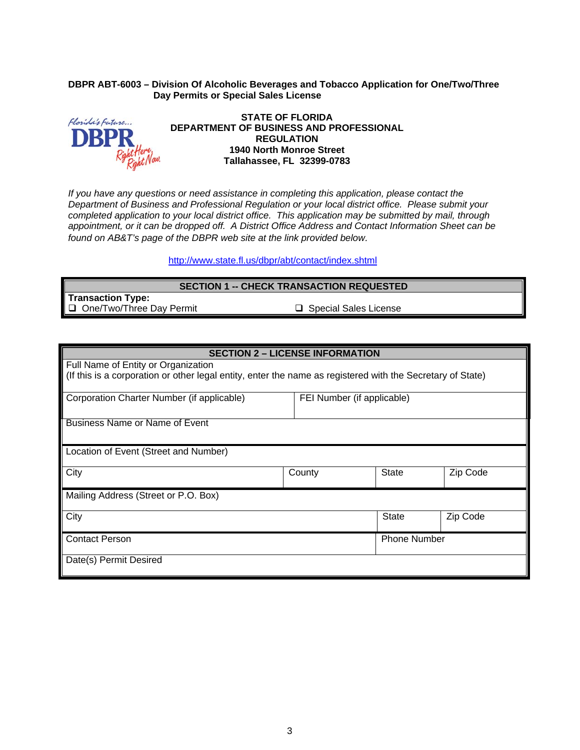**DBPR ABT-6003 – Division Of Alcoholic Beverages and Tobacco Application for One/Two/Three Day Permits or Special Sales License**

Florida's Future... DBPR Right Here, Right Now.

**STATE OF FLORIDA**
**DEPARTMENT OF BUSINESS AND PROFESSIONAL REGULATION**
**1940 North Monroe Street**
**Tallahassee, FL 32399-0783**

*If you have any questions or need assistance in completing this application, please contact the Department of Business and Professional Regulation or your local district office. Please submit your completed application to your local district office. This application may be submitted by mail, through appointment, or it can be dropped off. A District Office Address and Contact Information Sheet can be found on AB&T's page of the DBPR web site at the link provided below.*

http://www.state.fl.us/dbpr/abt/contact/index.shtml

| **SECTION 1 -- CHECK TRANSACTION REQUESTED** | |
|---|---|
| **Transaction Type:** | |
| ❑ One/Two/Three Day Permit | ❑ Special Sales License |

| **SECTION 2 – LICENSE INFORMATION** | | | |
|---|---|---|---|
| Full Name of Entity or Organization (If this is a corporation or other legal entity, enter the name as registered with the Secretary of State) | | | |
| Corporation Charter Number (if applicable) | FEI Number (if applicable) | | |
| Business Name or Name of Event | | | |
| Location of Event (Street and Number) | | | |
| City | County | State | Zip Code |
| Mailing Address (Street or P.O. Box) | | | |
| City | | State | Zip Code |
| Contact Person | | Phone Number | |
| Date(s) Permit Desired | | | |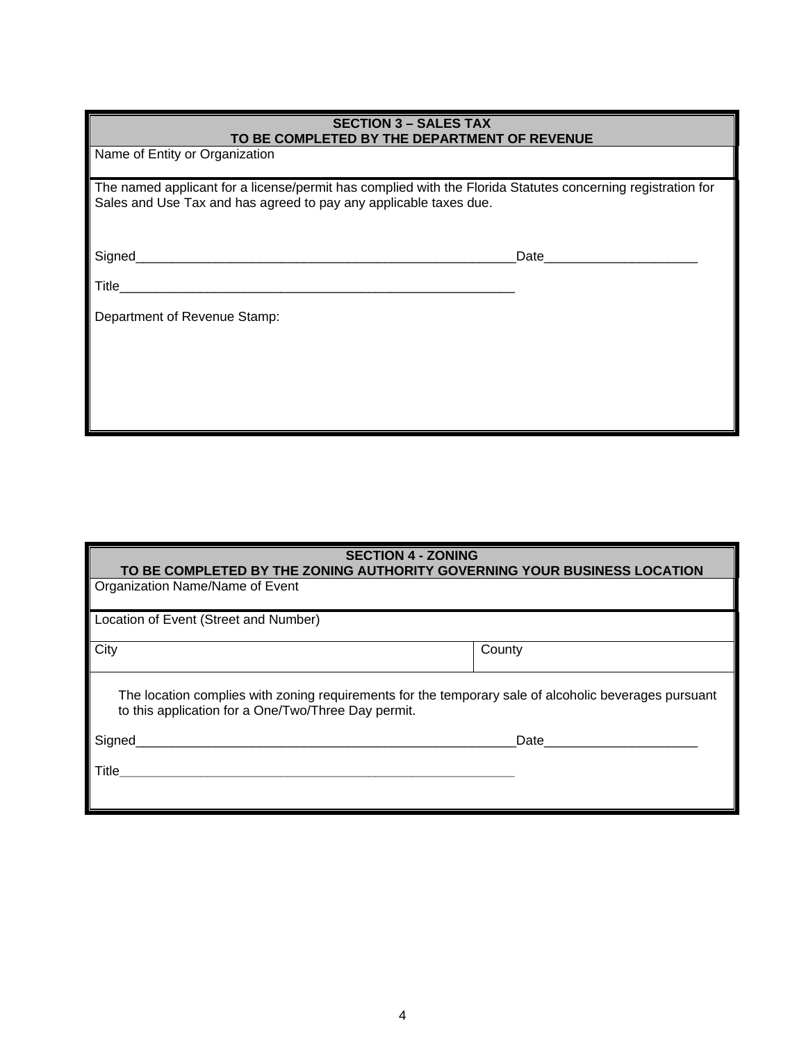**SECTION 3 – SALES TAX**
**TO BE COMPLETED BY THE DEPARTMENT OF REVENUE**

Name of Entity or Organization

The named applicant for a license/permit has complied with the Florida Statutes concerning registration for Sales and Use Tax and has agreed to pay any applicable taxes due.

Signed_______________________________________________________Date_____________________

Title________________________________________________________

Department of Revenue Stamp:

**SECTION 4 - ZONING**
**TO BE COMPLETED BY THE ZONING AUTHORITY GOVERNING YOUR BUSINESS LOCATION**

Organization Name/Name of Event

Location of Event (Street and Number)

| City | County |
|---|---|
| | |

The location complies with zoning requirements for the temporary sale of alcoholic beverages pursuant to this application for a One/Two/Three Day permit.

Signed_______________________________________________________Date_____________________

Title________________________________________________________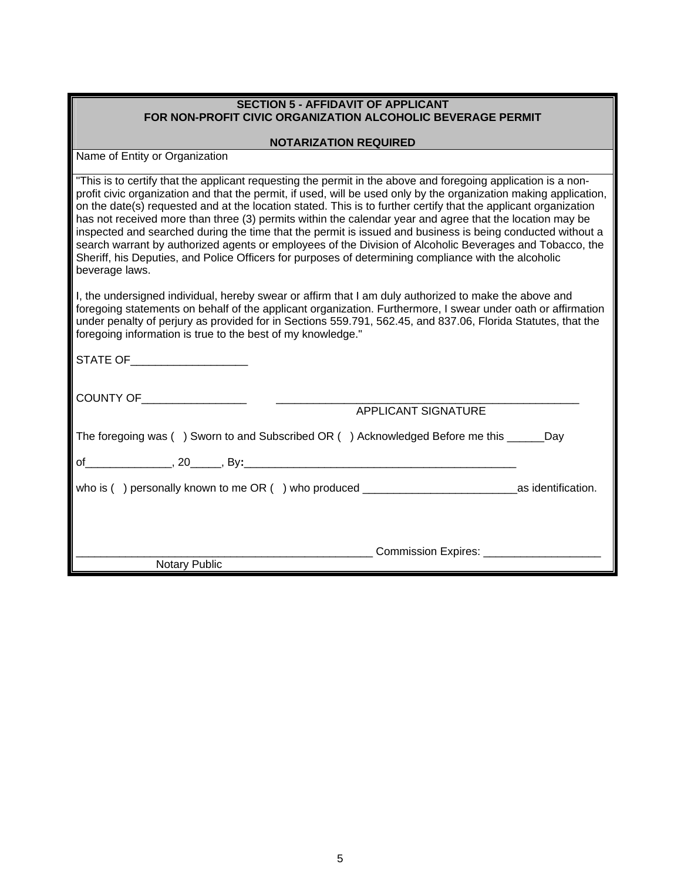**SECTION 5 - AFFIDAVIT OF APPLICANT**
**FOR NON-PROFIT CIVIC ORGANIZATION ALCOHOLIC BEVERAGE PERMIT**

**NOTARIZATION REQUIRED**

Name of Entity or Organization

"This is to certify that the applicant requesting the permit in the above and foregoing application is a non-profit civic organization and that the permit, if used, will be used only by the organization making application, on the date(s) requested and at the location stated. This is to further certify that the applicant organization has not received more than three (3) permits within the calendar year and agree that the location may be inspected and searched during the time that the permit is issued and business is being conducted without a search warrant by authorized agents or employees of the Division of Alcoholic Beverages and Tobacco, the Sheriff, his Deputies, and Police Officers for purposes of determining compliance with the alcoholic beverage laws.

I, the undersigned individual, hereby swear or affirm that I am duly authorized to make the above and foregoing statements on behalf of the applicant organization. Furthermore, I swear under oath or affirmation under penalty of perjury as provided for in Sections 559.791, 562.45, and 837.06, Florida Statutes, that the foregoing information is true to the best of my knowledge."

STATE OF___________________

COUNTY OF_________________ ______________________________________________

APPLICANT SIGNATURE

The foregoing was (   ) Sworn to and Subscribed OR (   ) Acknowledged Before me this ______Day

of______________, 20_____, By:_____________________________________________

who is (   ) personally known to me OR (   ) who produced _________________________as identification.

_________________________________________________ Commission Expires: ___________________

Notary Public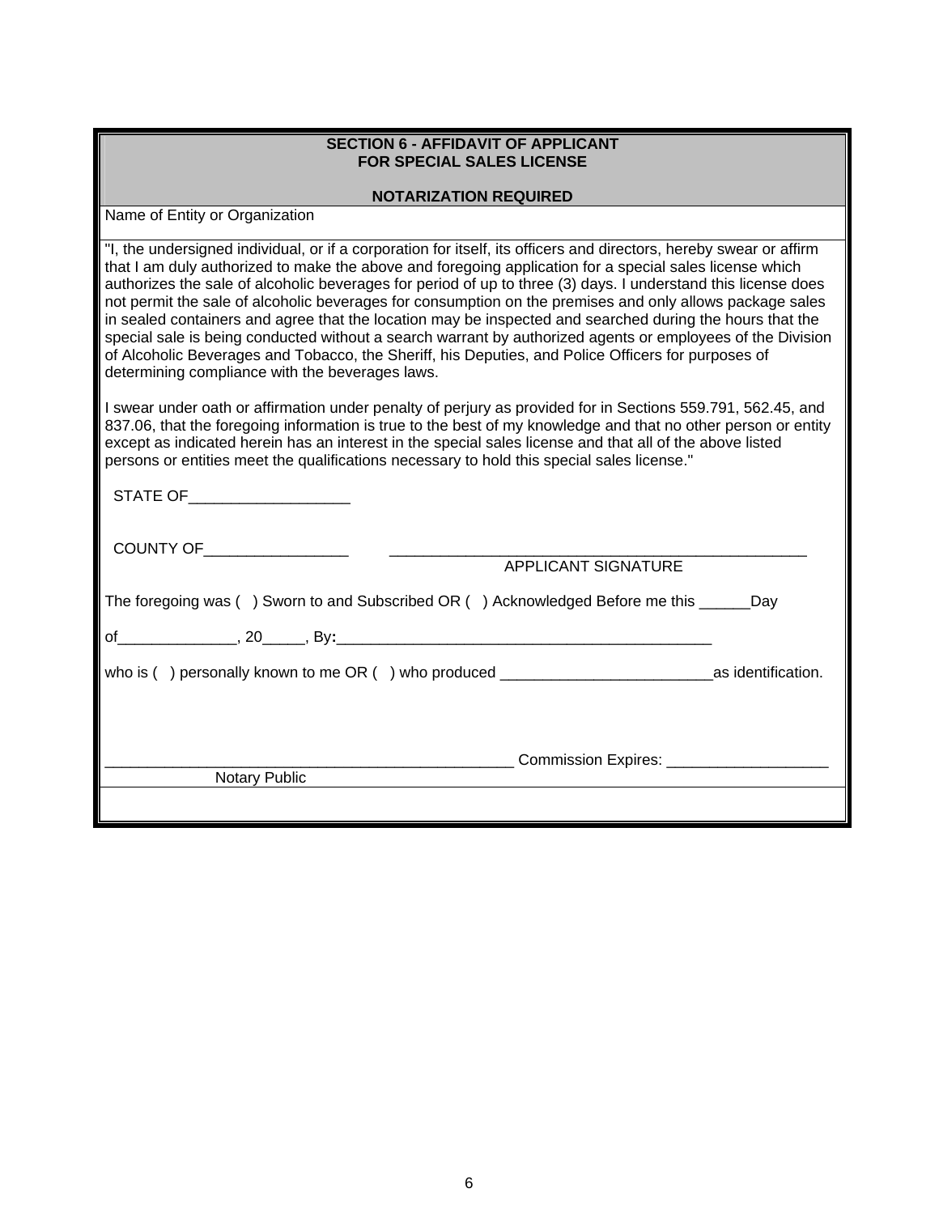**SECTION 6 - AFFIDAVIT OF APPLICANT**
**FOR SPECIAL SALES LICENSE**

**NOTARIZATION REQUIRED**

Name of Entity or Organization

"I, the undersigned individual, or if a corporation for itself, its officers and directors, hereby swear or affirm that I am duly authorized to make the above and foregoing application for a special sales license which authorizes the sale of alcoholic beverages for period of up to three (3) days. I understand this license does not permit the sale of alcoholic beverages for consumption on the premises and only allows package sales in sealed containers and agree that the location may be inspected and searched during the hours that the special sale is being conducted without a search warrant by authorized agents or employees of the Division of Alcoholic Beverages and Tobacco, the Sheriff, his Deputies, and Police Officers for purposes of determining compliance with the beverages laws.

I swear under oath or affirmation under penalty of perjury as provided for in Sections 559.791, 562.45, and 837.06, that the foregoing information is true to the best of my knowledge and that no other person or entity except as indicated herein has an interest in the special sales license and that all of the above listed persons or entities meet the qualifications necessary to hold this special sales license."

STATE OF___________________

COUNTY OF_________________ __________________________________________________
APPLICANT SIGNATURE

The foregoing was ( ) Sworn to and Subscribed OR ( ) Acknowledged Before me this ______Day

of______________, 20_____, By:_____________________________________________

who is ( ) personally known to me OR ( ) who produced _________________________as identification.

_________________________________________________ Commission Expires: ___________________
Notary Public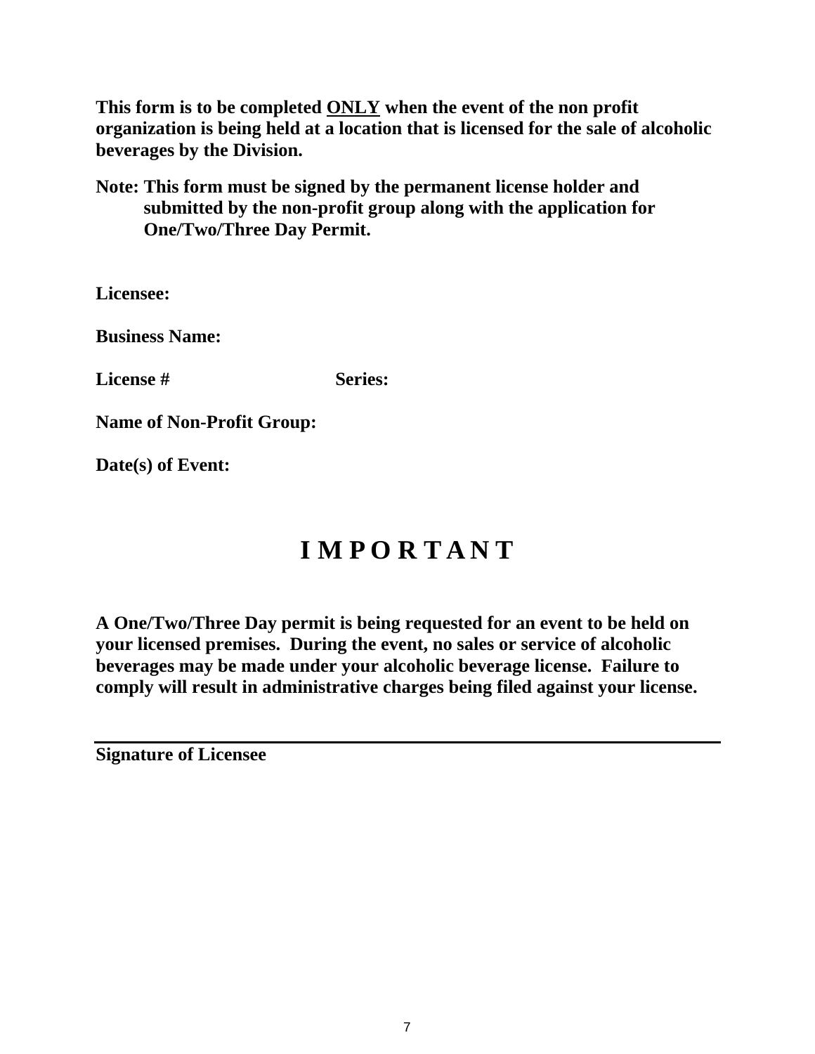**This form is to be completed <u>ONLY</u> when the event of the non profit organization is being held at a location that is licensed for the sale of alcoholic beverages by the Division.**

**Note: This form must be signed by the permanent license holder and submitted by the non-profit group along with the application for One/Two/Three Day Permit.**

**Licensee:**

**Business Name:**

**License #** **Series:**

**Name of Non-Profit Group:**

**Date(s) of Event:**

# I M P O R T A N T

**A One/Two/Three Day permit is being requested for an event to be held on your licensed premises. During the event, no sales or service of alcoholic beverages may be made under your alcoholic beverage license. Failure to comply will result in administrative charges being filed against your license.**

---

**Signature of Licensee**